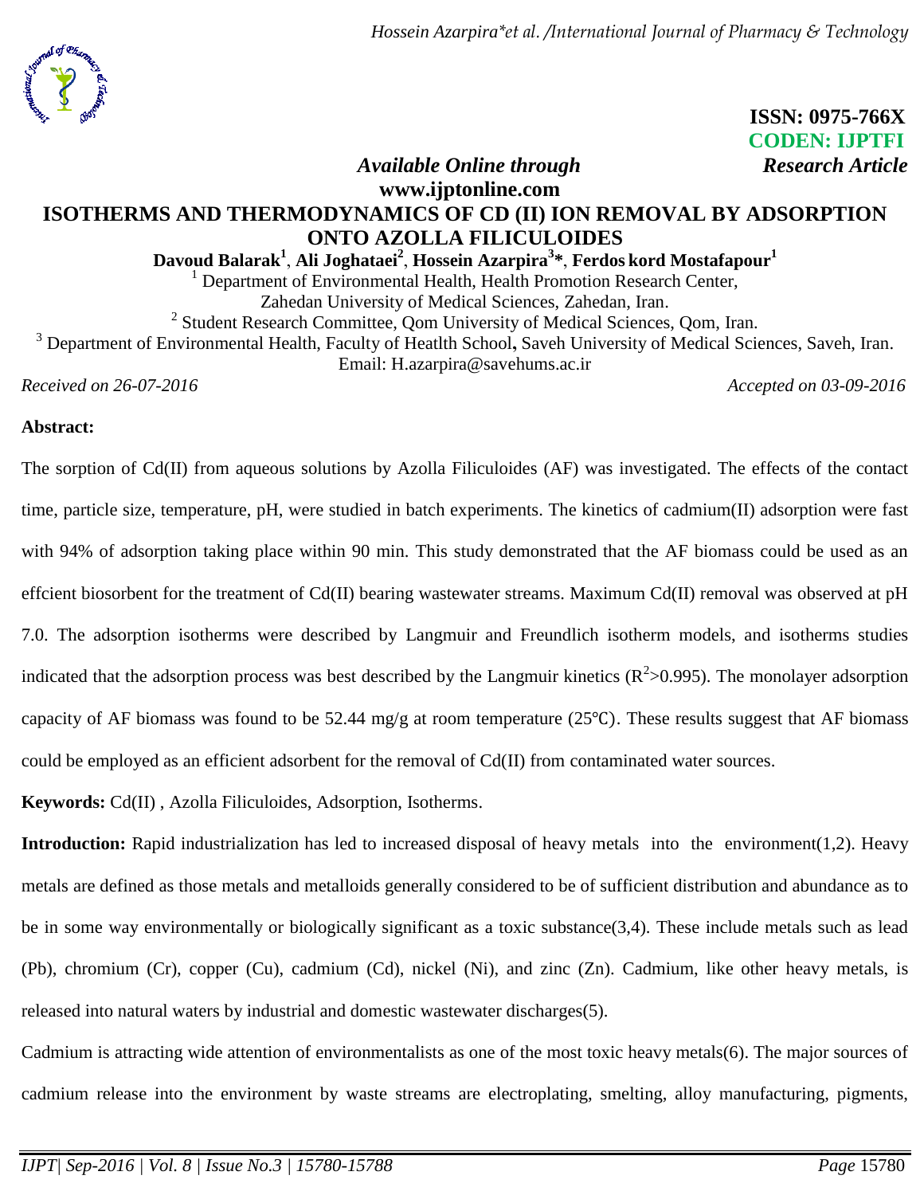ISSN: 0975-766X
CODEN: IJPTFI

*Available Online through* www.ijptonline.com *Research Article*

# ISOTHERMS AND THERMODYNAMICS OF CD (II) ION REMOVAL BY ADSORPTION ONTO AZOLLA FILICULOIDES

**Davoud Balarak[1], Ali Joghataei[2], Hossein Azarpira[3]\*, Ferdos kord Mostafapour[1]**

[1] Department of Environmental Health, Health Promotion Research Center, Zahedan University of Medical Sciences, Zahedan, Iran.

[2] Student Research Committee, Qom University of Medical Sciences, Qom, Iran.

[3] Department of Environmental Health, Faculty of Heatlth School**,** Saveh University of Medical Sciences, Saveh, Iran.

Email: H.azarpira@savehums.ac.ir

*Received on 26-07-2016* *Accepted on 03-09-2016*

**Abstract:**

The sorption of Cd(II) from aqueous solutions by Azolla Filiculoides (AF) was investigated. The effects of the contact time, particle size, temperature, pH, were studied in batch experiments. The kinetics of cadmium(II) adsorption were fast with 94% of adsorption taking place within 90 min. This study demonstrated that the AF biomass could be used as an effcient biosorbent for the treatment of Cd(II) bearing wastewater streams. Maximum Cd(II) removal was observed at pH 7.0. The adsorption isotherms were described by Langmuir and Freundlich isotherm models, and isotherms studies indicated that the adsorption process was best described by the Langmuir kinetics ($R^2$>0.995). The monolayer adsorption capacity of AF biomass was found to be 52.44 mg/g at room temperature (25℃). These results suggest that AF biomass could be employed as an efficient adsorbent for the removal of Cd(II) from contaminated water sources.

**Keywords:** Cd(II) , Azolla Filiculoides, Adsorption, Isotherms.

**Introduction:** Rapid industrialization has led to increased disposal of heavy metals into the environment(1,2). Heavy metals are defined as those metals and metalloids generally considered to be of sufficient distribution and abundance as to be in some way environmentally or biologically significant as a toxic substance(3,4). These include metals such as lead (Pb), chromium (Cr), copper (Cu), cadmium (Cd), nickel (Ni), and zinc (Zn). Cadmium, like other heavy metals, is released into natural waters by industrial and domestic wastewater discharges(5).

Cadmium is attracting wide attention of environmentalists as one of the most toxic heavy metals(6). The major sources of cadmium release into the environment by waste streams are electroplating, smelting, alloy manufacturing, pigments,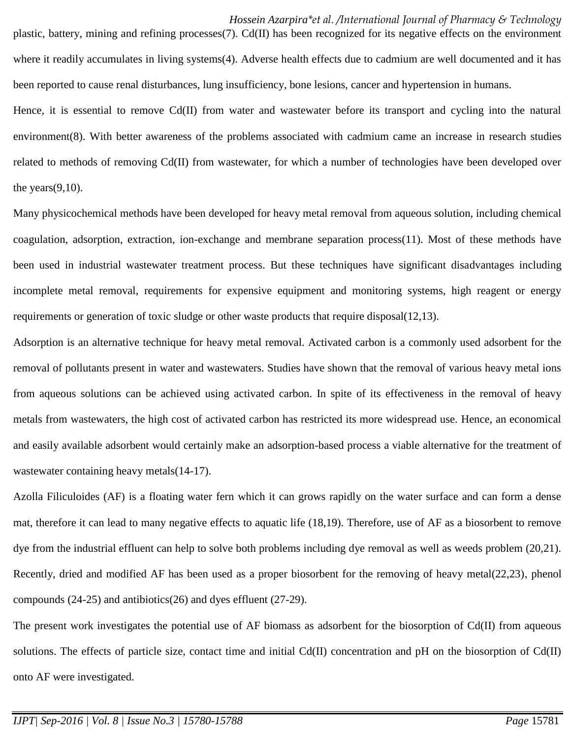plastic, battery, mining and refining processes(7). Cd(II) has been recognized for its negative effects on the environment where it readily accumulates in living systems(4). Adverse health effects due to cadmium are well documented and it has been reported to cause renal disturbances, lung insufficiency, bone lesions, cancer and hypertension in humans.

Hence, it is essential to remove Cd(II) from water and wastewater before its transport and cycling into the natural environment(8). With better awareness of the problems associated with cadmium came an increase in research studies related to methods of removing Cd(II) from wastewater, for which a number of technologies have been developed over the years(9,10).

Many physicochemical methods have been developed for heavy metal removal from aqueous solution, including chemical coagulation, adsorption, extraction, ion-exchange and membrane separation process(11). Most of these methods have been used in industrial wastewater treatment process. But these techniques have significant disadvantages including incomplete metal removal, requirements for expensive equipment and monitoring systems, high reagent or energy requirements or generation of toxic sludge or other waste products that require disposal(12,13).

Adsorption is an alternative technique for heavy metal removal. Activated carbon is a commonly used adsorbent for the removal of pollutants present in water and wastewaters. Studies have shown that the removal of various heavy metal ions from aqueous solutions can be achieved using activated carbon. In spite of its effectiveness in the removal of heavy metals from wastewaters, the high cost of activated carbon has restricted its more widespread use. Hence, an economical and easily available adsorbent would certainly make an adsorption-based process a viable alternative for the treatment of wastewater containing heavy metals(14-17).

Azolla Filiculoides (AF) is a floating water fern which it can grows rapidly on the water surface and can form a dense mat, therefore it can lead to many negative effects to aquatic life (18,19). Therefore, use of AF as a biosorbent to remove dye from the industrial effluent can help to solve both problems including dye removal as well as weeds problem (20,21). Recently, dried and modified AF has been used as a proper biosorbent for the removing of heavy metal(22,23), phenol compounds (24-25) and antibiotics(26) and dyes effluent (27-29).

The present work investigates the potential use of AF biomass as adsorbent for the biosorption of Cd(II) from aqueous solutions. The effects of particle size, contact time and initial Cd(II) concentration and pH on the biosorption of Cd(II) onto AF were investigated.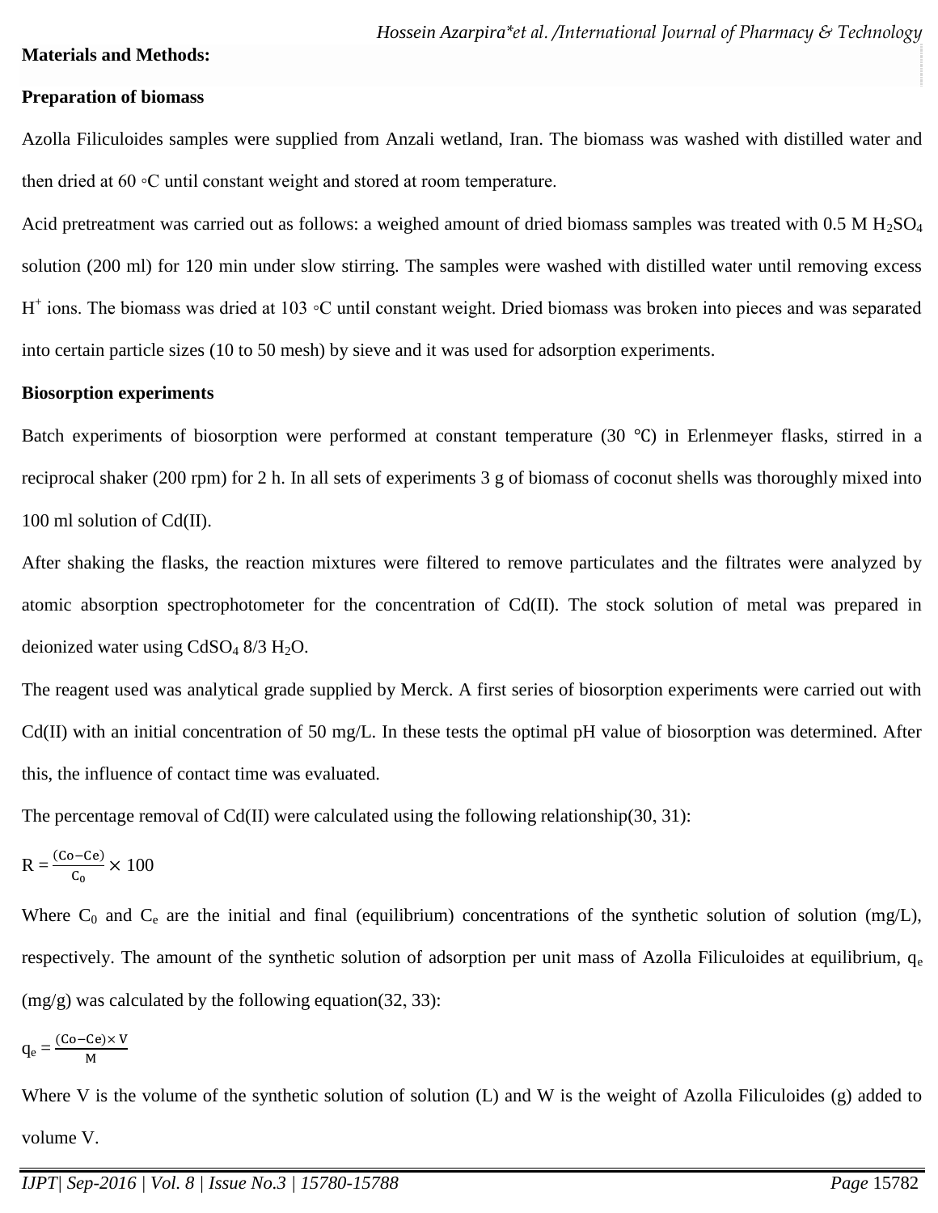## Materials and Methods:

### Preparation of biomass

Azolla Filiculoides samples were supplied from Anzali wetland, Iran. The biomass was washed with distilled water and then dried at 60 ◦C until constant weight and stored at room temperature.

Acid pretreatment was carried out as follows: a weighed amount of dried biomass samples was treated with 0.5 M $H_2SO_4$ solution (200 ml) for 120 min under slow stirring. The samples were washed with distilled water until removing excess $H^+$ ions. The biomass was dried at 103 ◦C until constant weight. Dried biomass was broken into pieces and was separated into certain particle sizes (10 to 50 mesh) by sieve and it was used for adsorption experiments.

### Biosorption experiments

Batch experiments of biosorption were performed at constant temperature (30 ℃) in Erlenmeyer flasks, stirred in a reciprocal shaker (200 rpm) for 2 h. In all sets of experiments 3 g of biomass of coconut shells was thoroughly mixed into 100 ml solution of Cd(II).

After shaking the flasks, the reaction mixtures were filtered to remove particulates and the filtrates were analyzed by atomic absorption spectrophotometer for the concentration of Cd(II). The stock solution of metal was prepared in deionized water using $CdSO_4$ 8/3 $H_2O$.

The reagent used was analytical grade supplied by Merck. A first series of biosorption experiments were carried out with Cd(II) with an initial concentration of 50 mg/L. In these tests the optimal pH value of biosorption was determined. After this, the influence of contact time was evaluated.

The percentage removal of Cd(II) were calculated using the following relationship(30, 31):

$$R = \frac{(Co - Ce)}{C_0} \times 100$$

Where $C_0$ and $C_e$ are the initial and final (equilibrium) concentrations of the synthetic solution of solution (mg/L), respectively. The amount of the synthetic solution of adsorption per unit mass of Azolla Filiculoides at equilibrium, $q_e$ (mg/g) was calculated by the following equation(32, 33):

$$q_e = \frac{(Co - Ce) \times V}{M}$$

Where V is the volume of the synthetic solution of solution (L) and W is the weight of Azolla Filiculoides (g) added to volume V.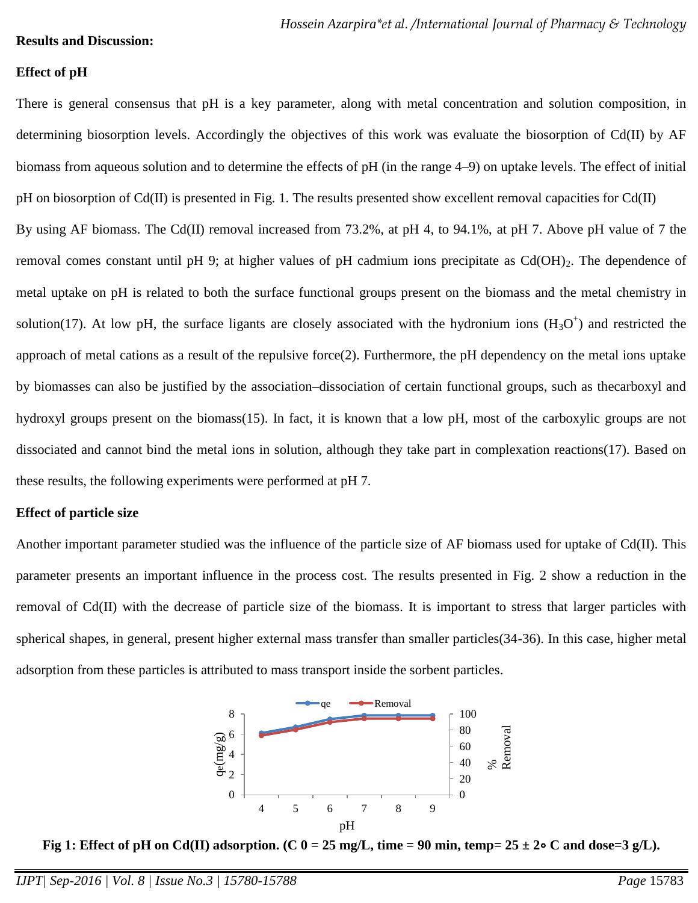**Results and Discussion:**

**Effect of pH**

There is general consensus that pH is a key parameter, along with metal concentration and solution composition, in determining biosorption levels. Accordingly the objectives of this work was evaluate the biosorption of Cd(II) by AF biomass from aqueous solution and to determine the effects of pH (in the range 4–9) on uptake levels. The effect of initial pH on biosorption of Cd(II) is presented in Fig. 1. The results presented show excellent removal capacities for Cd(II)

By using AF biomass. The Cd(II) removal increased from 73.2%, at pH 4, to 94.1%, at pH 7. Above pH value of 7 the removal comes constant until pH 9; at higher values of pH cadmium ions precipitate as $Cd(OH)_2$. The dependence of metal uptake on pH is related to both the surface functional groups present on the biomass and the metal chemistry in solution(17). At low pH, the surface ligants are closely associated with the hydronium ions ($H_3O^+$) and restricted the approach of metal cations as a result of the repulsive force(2). Furthermore, the pH dependency on the metal ions uptake by biomasses can also be justified by the association–dissociation of certain functional groups, such as thecarboxyl and hydroxyl groups present on the biomass(15). In fact, it is known that a low pH, most of the carboxylic groups are not dissociated and cannot bind the metal ions in solution, although they take part in complexation reactions(17). Based on these results, the following experiments were performed at pH 7.

**Effect of particle size**

Another important parameter studied was the influence of the particle size of AF biomass used for uptake of Cd(II). This parameter presents an important influence in the process cost. The results presented in Fig. 2 show a reduction in the removal of Cd(II) with the decrease of particle size of the biomass. It is important to stress that larger particles with spherical shapes, in general, present higher external mass transfer than smaller particles(34-36). In this case, higher metal adsorption from these particles is attributed to mass transport inside the sorbent particles.

**Fig 1: Effect of pH on Cd(II) adsorption. (C 0 = 25 mg/L, time = 90 min, temp= 25 ± 2∘ C and dose=3 g/L).**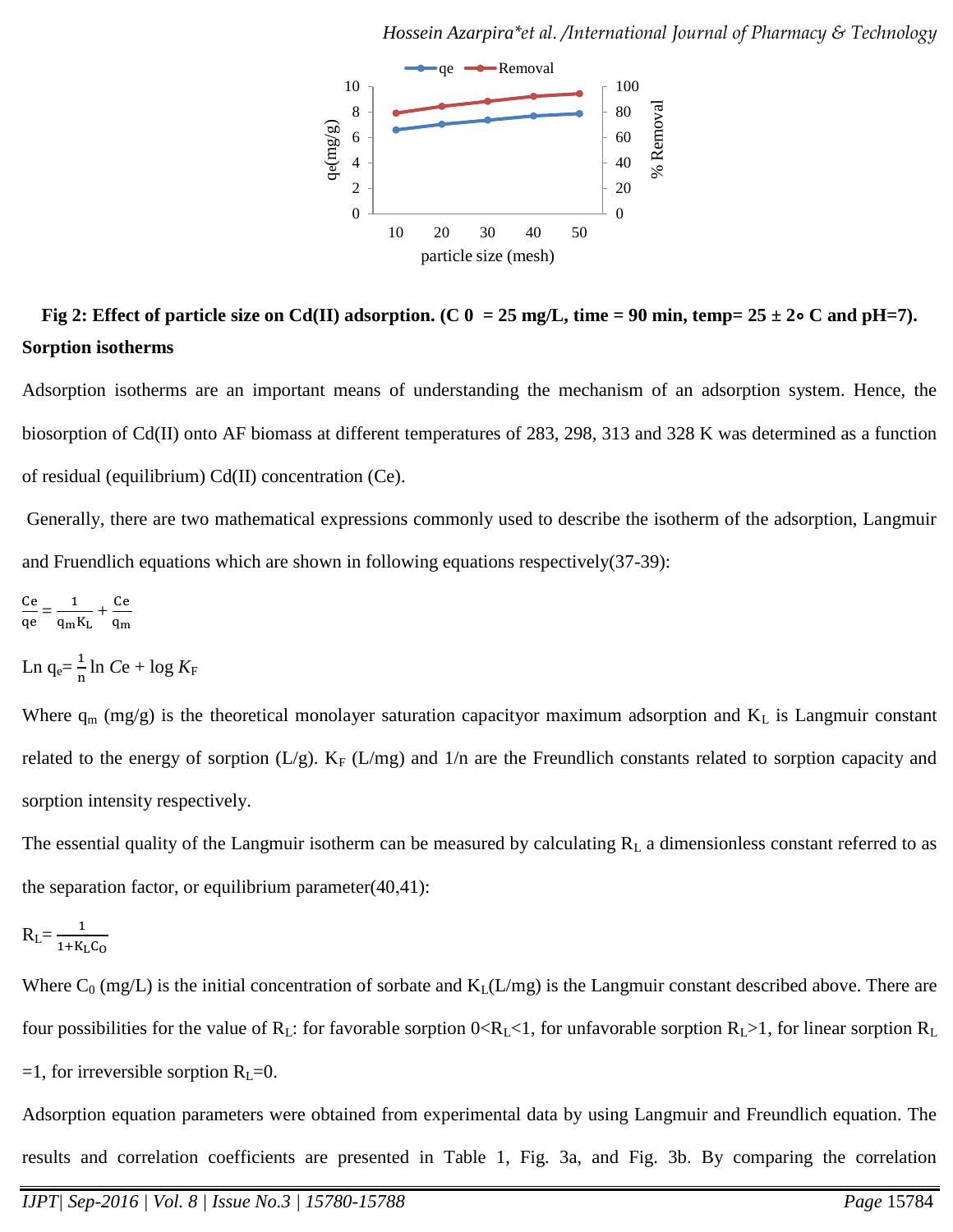**Fig 2: Effect of particle size on Cd(II) adsorption. ($C_0$ = 25 mg/L, time = 90 min, temp= 25 ± 2∘ C and pH=7).**

**Sorption isotherms**

Adsorption isotherms are an important means of understanding the mechanism of an adsorption system. Hence, the biosorption of Cd(II) onto AF biomass at different temperatures of 283, 298, 313 and 328 K was determined as a function of residual (equilibrium) Cd(II) concentration (Ce).

Generally, there are two mathematical expressions commonly used to describe the isotherm of the adsorption, Langmuir and Fruendlich equations which are shown in following equations respectively(37-39):

$$\frac{Ce}{qe} = \frac{1}{q_m K_L} + \frac{Ce}{q_m}$$

$$\text{Ln } q_e = \frac{1}{n} \ln Ce + \log K_F$$

Where $q_m$ (mg/g) is the theoretical monolayer saturation capacityor maximum adsorption and $K_L$ is Langmuir constant related to the energy of sorption (L/g). $K_F$ (L/mg) and 1/n are the Freundlich constants related to sorption capacity and sorption intensity respectively.

The essential quality of the Langmuir isotherm can be measured by calculating $R_L$ a dimensionless constant referred to as the separation factor, or equilibrium parameter(40,41):

$$R_L = \frac{1}{1 + K_L C_O}$$

Where $C_0$ (mg/L) is the initial concentration of sorbate and $K_L$(L/mg) is the Langmuir constant described above. There are four possibilities for the value of $R_L$: for favorable sorption $0<R_L<1$, for unfavorable sorption $R_L>1$, for linear sorption $R_L=1$, for irreversible sorption $R_L=0$.

Adsorption equation parameters were obtained from experimental data by using Langmuir and Freundlich equation. The results and correlation coefficients are presented in Table 1, Fig. 3a, and Fig. 3b. By comparing the correlation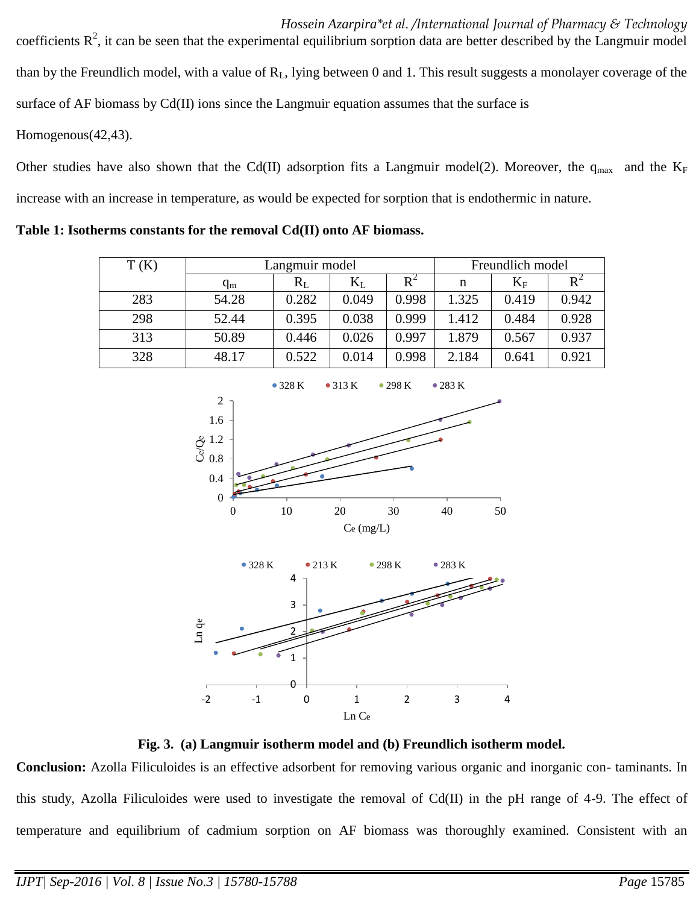coefficients $R^2$, it can be seen that the experimental equilibrium sorption data are better described by the Langmuir model than by the Freundlich model, with a value of $R_L$, lying between 0 and 1. This result suggests a monolayer coverage of the surface of AF biomass by Cd(II) ions since the Langmuir equation assumes that the surface is Homogenous(42,43).

Other studies have also shown that the Cd(II) adsorption fits a Langmuir model(2). Moreover, the $q_{max}$ and the $K_F$ increase with an increase in temperature, as would be expected for sorption that is endothermic in nature.

**Table 1: Isotherms constants for the removal Cd(II) onto AF biomass.**

| T (K) | Langmuir model | | | | Freundlich model | | |
|---|---|---|---|---|---|---|---|
| | $q_m$ | $R_L$ | $K_L$ | $R^2$ | n | $K_F$ | $R^2$ |
| 283 | 54.28 | 0.282 | 0.049 | 0.998 | 1.325 | 0.419 | 0.942 |
| 298 | 52.44 | 0.395 | 0.038 | 0.999 | 1.412 | 0.484 | 0.928 |
| 313 | 50.89 | 0.446 | 0.026 | 0.997 | 1.879 | 0.567 | 0.937 |
| 328 | 48.17 | 0.522 | 0.014 | 0.998 | 2.184 | 0.641 | 0.921 |

**Fig. 3. (a) Langmuir isotherm model and (b) Freundlich isotherm model.**

**Conclusion:** Azolla Filiculoides is an effective adsorbent for removing various organic and inorganic con- taminants. In this study, Azolla Filiculoides were used to investigate the removal of Cd(II) in the pH range of 4-9. The effect of temperature and equilibrium of cadmium sorption on AF biomass was thoroughly examined. Consistent with an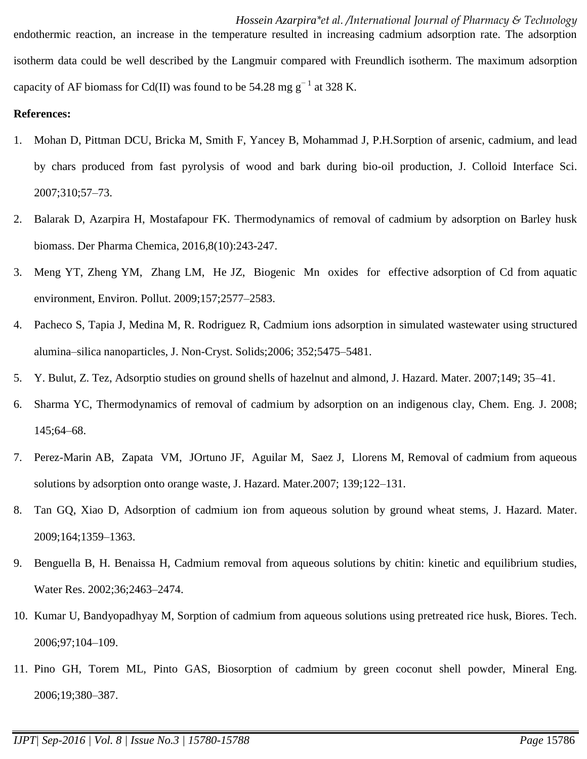endothermic reaction, an increase in the temperature resulted in increasing cadmium adsorption rate. The adsorption isotherm data could be well described by the Langmuir compared with Freundlich isotherm. The maximum adsorption capacity of AF biomass for Cd(II) was found to be 54.28 mg $g^{-1}$ at 328 K.

**References:**

1. Mohan D, Pittman DCU, Bricka M, Smith F, Yancey B, Mohammad J, P.H.Sorption of arsenic, cadmium, and lead by chars produced from fast pyrolysis of wood and bark during bio-oil production, J. Colloid Interface Sci. 2007;310;57–73.
2. Balarak D, Azarpira H, Mostafapour FK. Thermodynamics of removal of cadmium by adsorption on Barley husk biomass. Der Pharma Chemica, 2016,8(10):243-247.
3. Meng YT, Zheng YM, Zhang LM, He JZ, Biogenic Mn oxides for effective adsorption of Cd from aquatic environment, Environ. Pollut. 2009;157;2577–2583.
4. Pacheco S, Tapia J, Medina M, R. Rodriguez R, Cadmium ions adsorption in simulated wastewater using structured alumina–silica nanoparticles, J. Non-Cryst. Solids;2006; 352;5475–5481.
5. Y. Bulut, Z. Tez, Adsorptio studies on ground shells of hazelnut and almond, J. Hazard. Mater. 2007;149; 35–41.
6. Sharma YC, Thermodynamics of removal of cadmium by adsorption on an indigenous clay, Chem. Eng. J. 2008; 145;64–68.
7. Perez-Marin AB, Zapata VM, JOrtuno JF, Aguilar M, Saez J, Llorens M, Removal of cadmium from aqueous solutions by adsorption onto orange waste, J. Hazard. Mater.2007; 139;122–131.
8. Tan GQ, Xiao D, Adsorption of cadmium ion from aqueous solution by ground wheat stems, J. Hazard. Mater. 2009;164;1359–1363.
9. Benguella B, H. Benaissa H, Cadmium removal from aqueous solutions by chitin: kinetic and equilibrium studies, Water Res. 2002;36;2463–2474.
10. Kumar U, Bandyopadhyay M, Sorption of cadmium from aqueous solutions using pretreated rice husk, Biores. Tech. 2006;97;104–109.
11. Pino GH, Torem ML, Pinto GAS, Biosorption of cadmium by green coconut shell powder, Mineral Eng. 2006;19;380–387.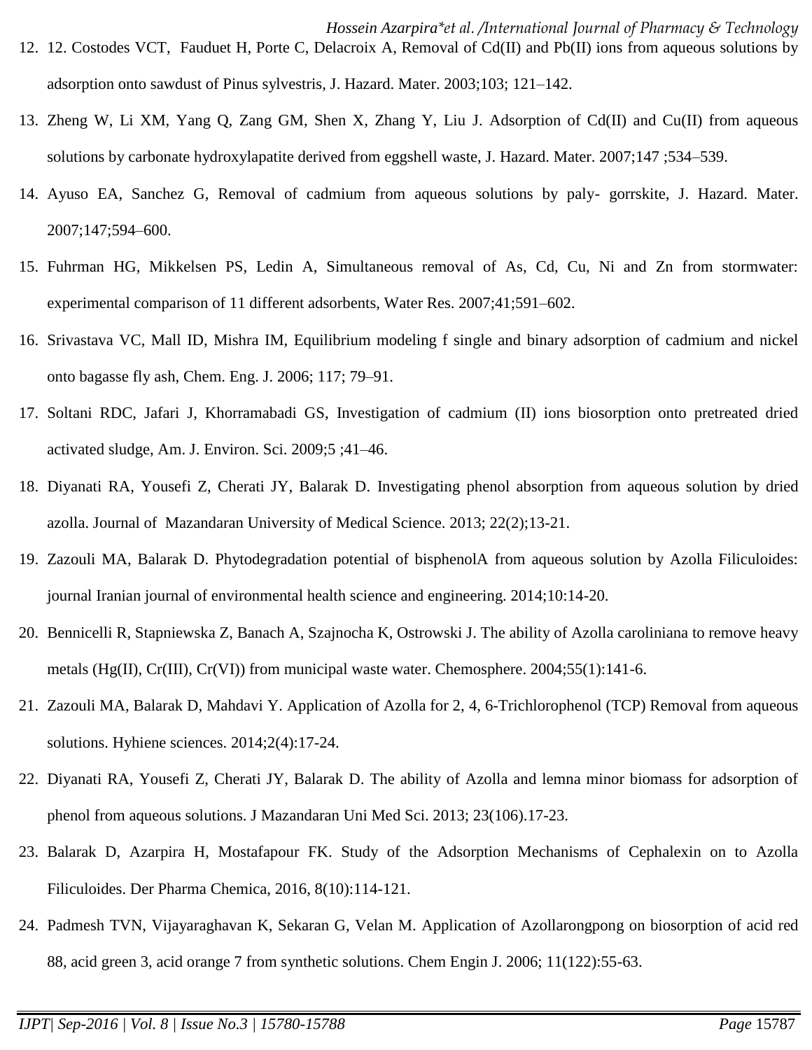12. 12. Costodes VCT, Fauduet H, Porte C, Delacroix A, Removal of Cd(II) and Pb(II) ions from aqueous solutions by adsorption onto sawdust of Pinus sylvestris, J. Hazard. Mater. 2003;103; 121–142.
13. Zheng W, Li XM, Yang Q, Zang GM, Shen X, Zhang Y, Liu J. Adsorption of Cd(II) and Cu(II) from aqueous solutions by carbonate hydroxylapatite derived from eggshell waste, J. Hazard. Mater. 2007;147 ;534–539.
14. Ayuso EA, Sanchez G, Removal of cadmium from aqueous solutions by paly- gorrskite, J. Hazard. Mater. 2007;147;594–600.
15. Fuhrman HG, Mikkelsen PS, Ledin A, Simultaneous removal of As, Cd, Cu, Ni and Zn from stormwater: experimental comparison of 11 different adsorbents, Water Res. 2007;41;591–602.
16. Srivastava VC, Mall ID, Mishra IM, Equilibrium modeling f single and binary adsorption of cadmium and nickel onto bagasse fly ash, Chem. Eng. J. 2006; 117; 79–91.
17. Soltani RDC, Jafari J, Khorramabadi GS, Investigation of cadmium (II) ions biosorption onto pretreated dried activated sludge, Am. J. Environ. Sci. 2009;5 ;41–46.
18. Diyanati RA, Yousefi Z, Cherati JY, Balarak D. Investigating phenol absorption from aqueous solution by dried azolla. Journal of Mazandaran University of Medical Science. 2013; 22(2);13-21.
19. Zazouli MA, Balarak D. Phytodegradation potential of bisphenolA from aqueous solution by Azolla Filiculoides: journal Iranian journal of environmental health science and engineering. 2014;10:14-20.
20. Bennicelli R, Stapniewska Z, Banach A, Szajnocha K, Ostrowski J. The ability of Azolla caroliniana to remove heavy metals (Hg(II), Cr(III), Cr(VI)) from municipal waste water. Chemosphere. 2004;55(1):141-6.
21. Zazouli MA, Balarak D, Mahdavi Y. Application of Azolla for 2, 4, 6-Trichlorophenol (TCP) Removal from aqueous solutions. Hyhiene sciences. 2014;2(4):17-24.
22. Diyanati RA, Yousefi Z, Cherati JY, Balarak D. The ability of Azolla and lemna minor biomass for adsorption of phenol from aqueous solutions. J Mazandaran Uni Med Sci. 2013; 23(106).17-23.
23. Balarak D, Azarpira H, Mostafapour FK. Study of the Adsorption Mechanisms of Cephalexin on to Azolla Filiculoides. Der Pharma Chemica, 2016, 8(10):114-121.
24. Padmesh TVN, Vijayaraghavan K, Sekaran G, Velan M. Application of Azollarongpong on biosorption of acid red 88, acid green 3, acid orange 7 from synthetic solutions. Chem Engin J. 2006; 11(122):55-63.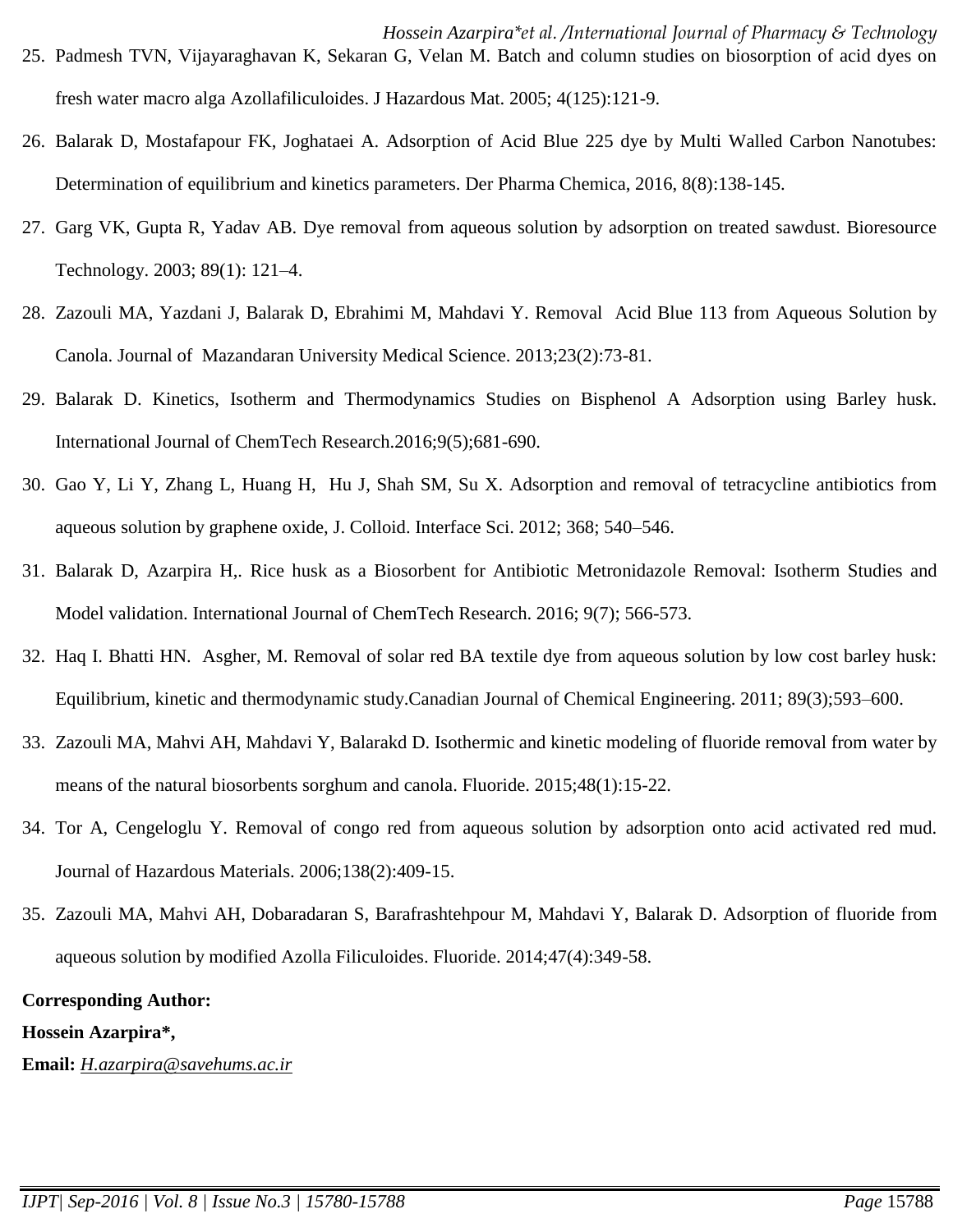25. Padmesh TVN, Vijayaraghavan K, Sekaran G, Velan M. Batch and column studies on biosorption of acid dyes on fresh water macro alga Azollafiliculoides. J Hazardous Mat. 2005; 4(125):121-9.
26. Balarak D, Mostafapour FK, Joghataei A. Adsorption of Acid Blue 225 dye by Multi Walled Carbon Nanotubes: Determination of equilibrium and kinetics parameters. Der Pharma Chemica, 2016, 8(8):138-145.
27. Garg VK, Gupta R, Yadav AB. Dye removal from aqueous solution by adsorption on treated sawdust. Bioresource Technology. 2003; 89(1): 121–4.
28. Zazouli MA, Yazdani J, Balarak D, Ebrahimi M, Mahdavi Y. Removal Acid Blue 113 from Aqueous Solution by Canola. Journal of Mazandaran University Medical Science. 2013;23(2):73-81.
29. Balarak D. Kinetics, Isotherm and Thermodynamics Studies on Bisphenol A Adsorption using Barley husk. International Journal of ChemTech Research.2016;9(5);681-690.
30. Gao Y, Li Y, Zhang L, Huang H, Hu J, Shah SM, Su X. Adsorption and removal of tetracycline antibiotics from aqueous solution by graphene oxide, J. Colloid. Interface Sci. 2012; 368; 540–546.
31. Balarak D, Azarpira H,. Rice husk as a Biosorbent for Antibiotic Metronidazole Removal: Isotherm Studies and Model validation. International Journal of ChemTech Research. 2016; 9(7); 566-573.
32. Haq I. Bhatti HN. Asgher, M. Removal of solar red BA textile dye from aqueous solution by low cost barley husk: Equilibrium, kinetic and thermodynamic study.Canadian Journal of Chemical Engineering. 2011; 89(3);593–600.
33. Zazouli MA, Mahvi AH, Mahdavi Y, Balarakd D. Isothermic and kinetic modeling of fluoride removal from water by means of the natural biosorbents sorghum and canola. Fluoride. 2015;48(1):15-22.
34. Tor A, Cengeloglu Y. Removal of congo red from aqueous solution by adsorption onto acid activated red mud. Journal of Hazardous Materials. 2006;138(2):409-15.
35. Zazouli MA, Mahvi AH, Dobaradaran S, Barafrashtehpour M, Mahdavi Y, Balarak D. Adsorption of fluoride from aqueous solution by modified Azolla Filiculoides. Fluoride. 2014;47(4):349-58.

**Corresponding Author:**

**Hossein Azarpira*,**

**Email:** *H.azarpira@savehums.ac.ir*